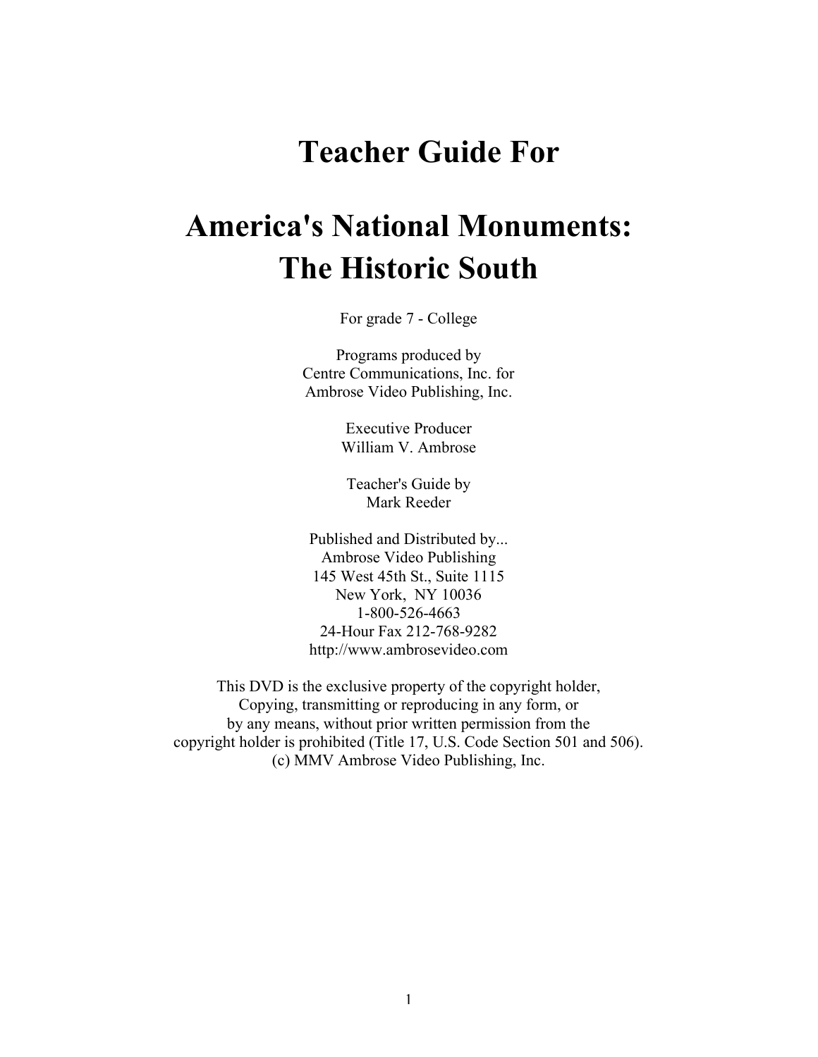# Teacher Guide For

# America's National Monuments: The Historic South

For grade 7 - College

Programs produced by
Centre Communications, Inc. for
Ambrose Video Publishing, Inc.

Executive Producer
William V. Ambrose

Teacher's Guide by
Mark Reeder

Published and Distributed by...
Ambrose Video Publishing
145 West 45th St., Suite 1115
New York, NY 10036
1-800-526-4663
24-Hour Fax 212-768-9282
http://www.ambrosevideo.com

This DVD is the exclusive property of the copyright holder,
Copying, transmitting or reproducing in any form, or
by any means, without prior written permission from the
copyright holder is prohibited (Title 17, U.S. Code Section 501 and 506).
(c) MMV Ambrose Video Publishing, Inc.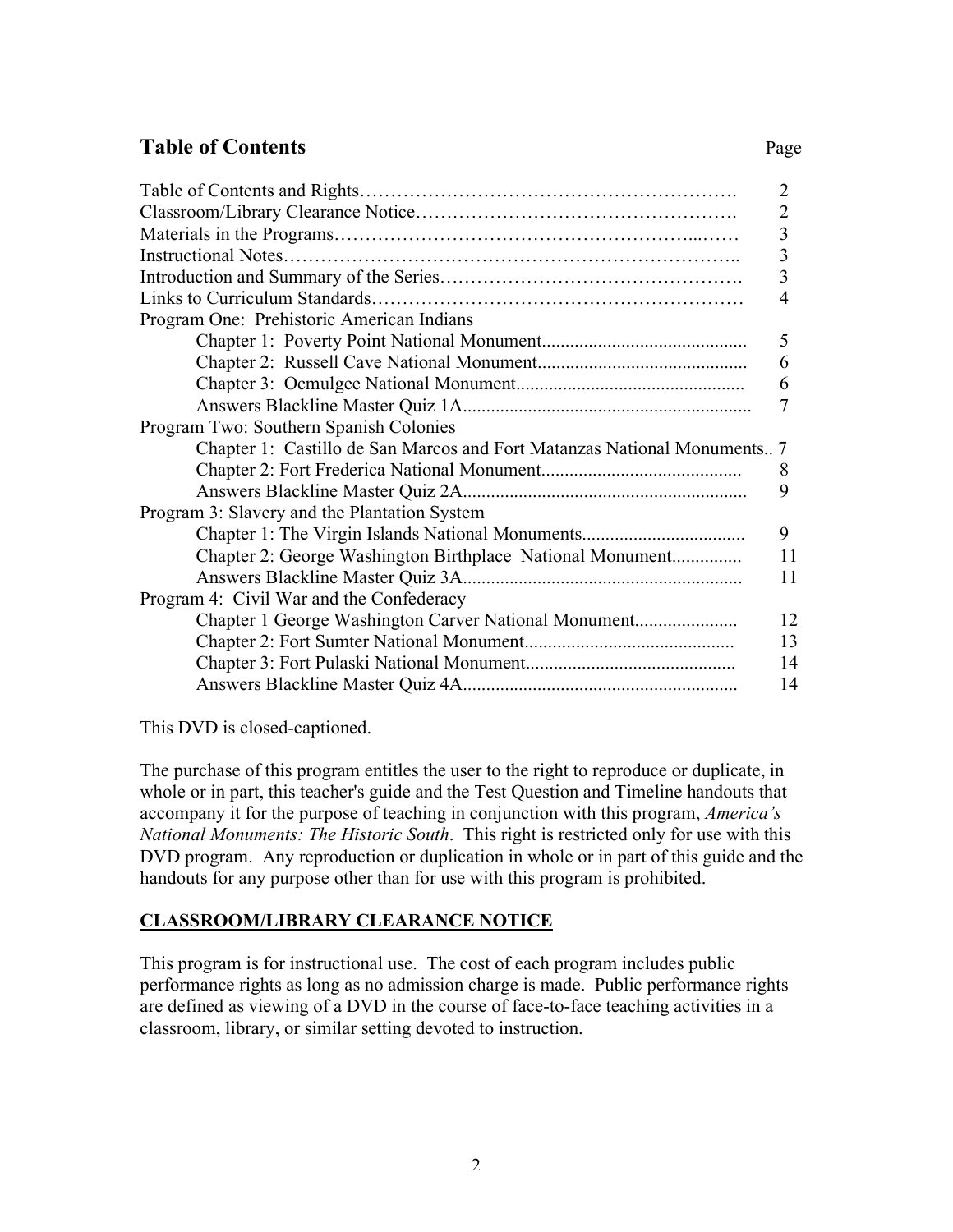## Table of Contents

| | Page |
|---|---|
| Table of Contents and Rights | 2 |
| Classroom/Library Clearance Notice | 2 |
| Materials in the Programs | 3 |
| Instructional Notes | 3 |
| Introduction and Summary of the Series | 3 |
| Links to Curriculum Standards | 4 |
| Program One: Prehistoric American Indians | |
| Chapter 1: Poverty Point National Monument | 5 |
| Chapter 2: Russell Cave National Monument | 6 |
| Chapter 3: Ocmulgee National Monument | 6 |
| Answers Blackline Master Quiz 1A | 7 |
| Program Two: Southern Spanish Colonies | |
| Chapter 1: Castillo de San Marcos and Fort Matanzas National Monuments | 7 |
| Chapter 2: Fort Frederica National Monument | 8 |
| Answers Blackline Master Quiz 2A | 9 |
| Program 3: Slavery and the Plantation System | |
| Chapter 1: The Virgin Islands National Monuments | 9 |
| Chapter 2: George Washington Birthplace National Monument | 11 |
| Answers Blackline Master Quiz 3A | 11 |
| Program 4: Civil War and the Confederacy | |
| Chapter 1 George Washington Carver National Monument | 12 |
| Chapter 2: Fort Sumter National Monument | 13 |
| Chapter 3: Fort Pulaski National Monument | 14 |
| Answers Blackline Master Quiz 4A | 14 |

This DVD is closed-captioned.

The purchase of this program entitles the user to the right to reproduce or duplicate, in whole or in part, this teacher's guide and the Test Question and Timeline handouts that accompany it for the purpose of teaching in conjunction with this program, *America's National Monuments: The Historic South*. This right is restricted only for use with this DVD program. Any reproduction or duplication in whole or in part of this guide and the handouts for any purpose other than for use with this program is prohibited.

**CLASSROOM/LIBRARY CLEARANCE NOTICE**

This program is for instructional use. The cost of each program includes public performance rights as long as no admission charge is made. Public performance rights are defined as viewing of a DVD in the course of face-to-face teaching activities in a classroom, library, or similar setting devoted to instruction.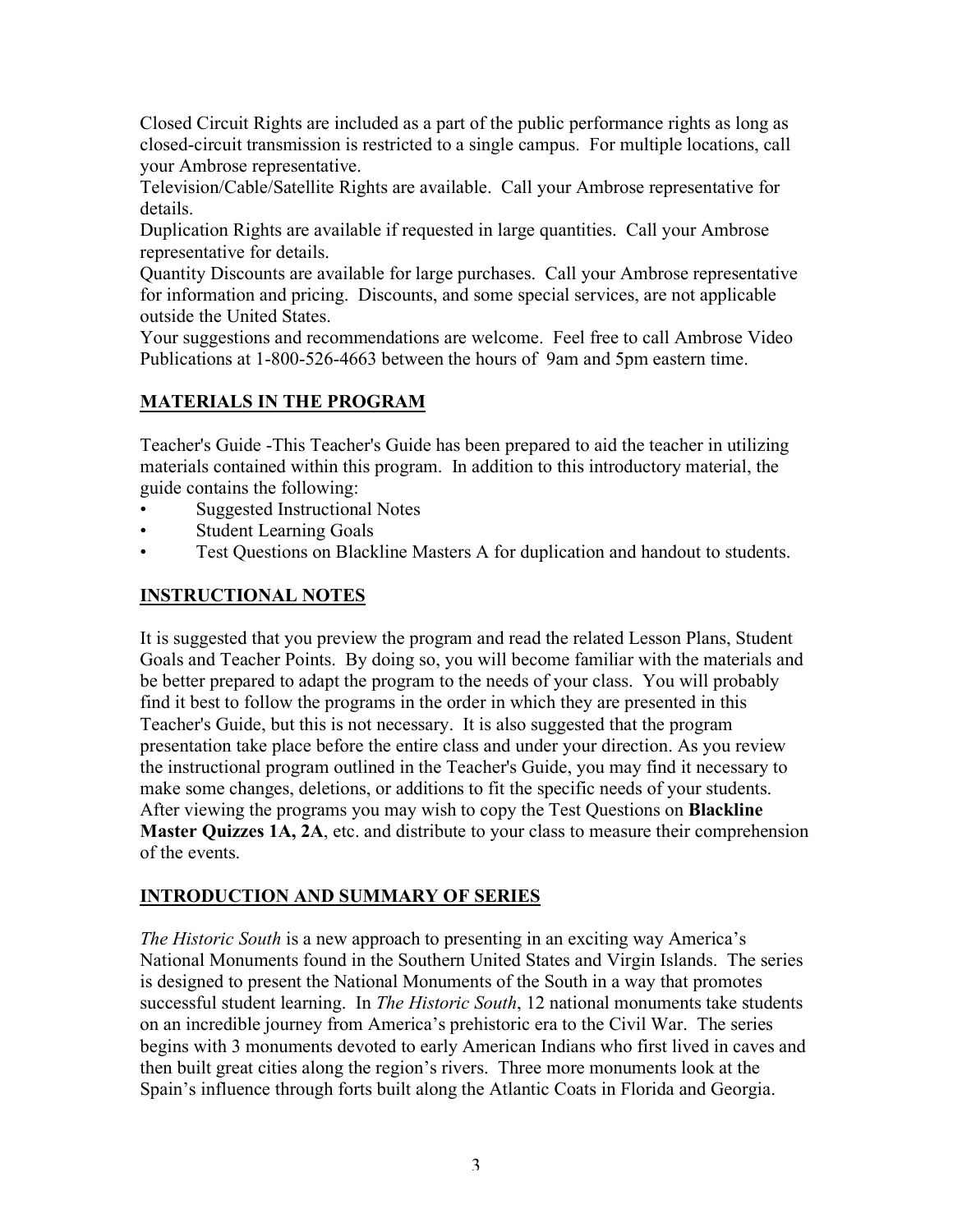Closed Circuit Rights are included as a part of the public performance rights as long as closed-circuit transmission is restricted to a single campus. For multiple locations, call your Ambrose representative.
Television/Cable/Satellite Rights are available. Call your Ambrose representative for details.
Duplication Rights are available if requested in large quantities. Call your Ambrose representative for details.
Quantity Discounts are available for large purchases. Call your Ambrose representative for information and pricing. Discounts, and some special services, are not applicable outside the United States.
Your suggestions and recommendations are welcome. Feel free to call Ambrose Video Publications at 1-800-526-4663 between the hours of 9am and 5pm eastern time.

## MATERIALS IN THE PROGRAM

Teacher's Guide -This Teacher's Guide has been prepared to aid the teacher in utilizing materials contained within this program. In addition to this introductory material, the guide contains the following:

- Suggested Instructional Notes
- Student Learning Goals
- Test Questions on Blackline Masters A for duplication and handout to students.

## INSTRUCTIONAL NOTES

It is suggested that you preview the program and read the related Lesson Plans, Student Goals and Teacher Points. By doing so, you will become familiar with the materials and be better prepared to adapt the program to the needs of your class. You will probably find it best to follow the programs in the order in which they are presented in this Teacher's Guide, but this is not necessary. It is also suggested that the program presentation take place before the entire class and under your direction. As you review the instructional program outlined in the Teacher's Guide, you may find it necessary to make some changes, deletions, or additions to fit the specific needs of your students. After viewing the programs you may wish to copy the Test Questions on **Blackline Master Quizzes 1A, 2A**, etc. and distribute to your class to measure their comprehension of the events.

## INTRODUCTION AND SUMMARY OF SERIES

*The Historic South* is a new approach to presenting in an exciting way America's National Monuments found in the Southern United States and Virgin Islands. The series is designed to present the National Monuments of the South in a way that promotes successful student learning. In *The Historic South*, 12 national monuments take students on an incredible journey from America's prehistoric era to the Civil War. The series begins with 3 monuments devoted to early American Indians who first lived in caves and then built great cities along the region's rivers. Three more monuments look at the Spain's influence through forts built along the Atlantic Coats in Florida and Georgia.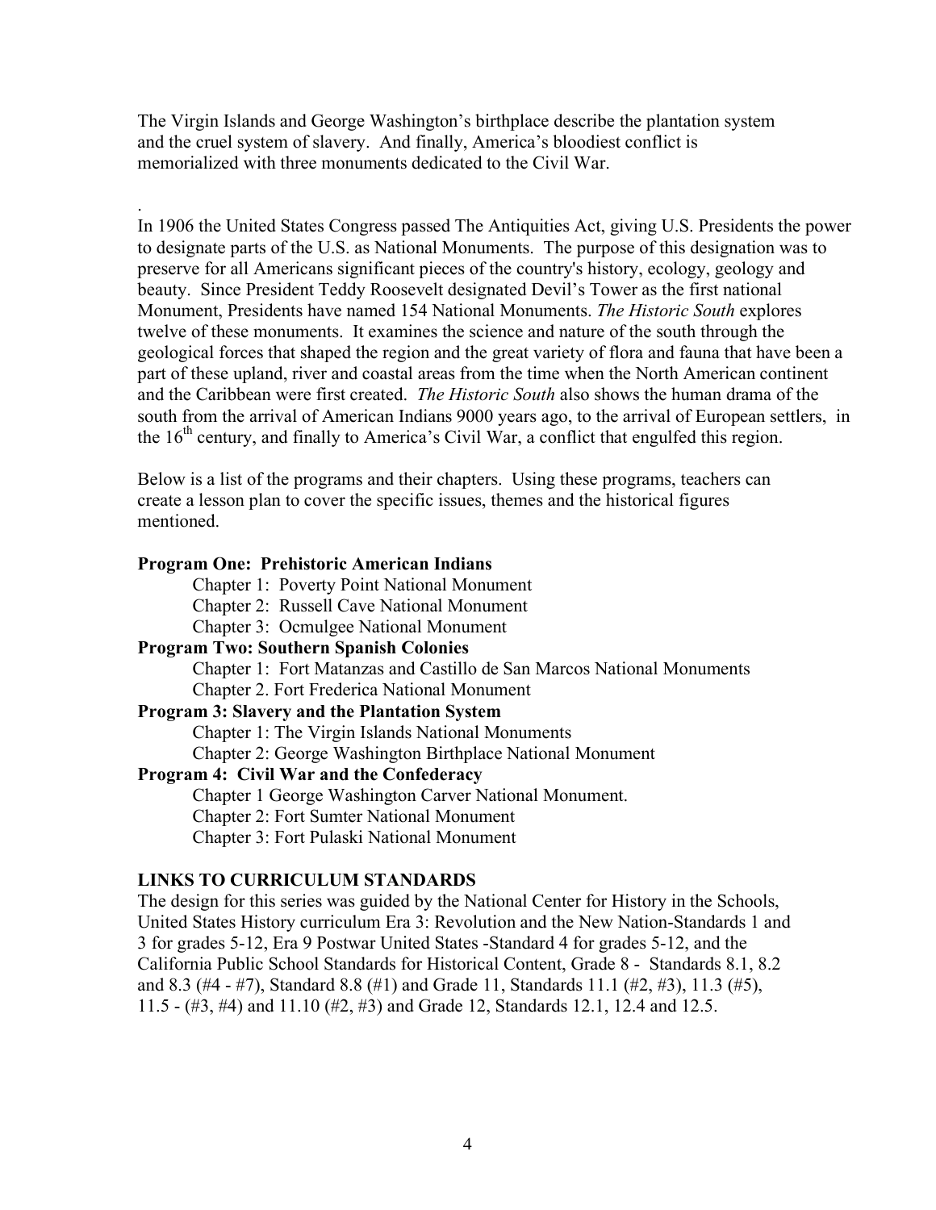The Virgin Islands and George Washington's birthplace describe the plantation system and the cruel system of slavery. And finally, America's bloodiest conflict is memorialized with three monuments dedicated to the Civil War.

.

In 1906 the United States Congress passed The Antiquities Act, giving U.S. Presidents the power to designate parts of the U.S. as National Monuments. The purpose of this designation was to preserve for all Americans significant pieces of the country's history, ecology, geology and beauty. Since President Teddy Roosevelt designated Devil's Tower as the first national Monument, Presidents have named 154 National Monuments. *The Historic South* explores twelve of these monuments. It examines the science and nature of the south through the geological forces that shaped the region and the great variety of flora and fauna that have been a part of these upland, river and coastal areas from the time when the North American continent and the Caribbean were first created. *The Historic South* also shows the human drama of the south from the arrival of American Indians 9000 years ago, to the arrival of European settlers, in the 16th century, and finally to America's Civil War, a conflict that engulfed this region.

Below is a list of the programs and their chapters. Using these programs, teachers can create a lesson plan to cover the specific issues, themes and the historical figures mentioned.

**Program One: Prehistoric American Indians**

- Chapter 1: Poverty Point National Monument
- Chapter 2: Russell Cave National Monument
- Chapter 3: Ocmulgee National Monument

**Program Two: Southern Spanish Colonies**

- Chapter 1: Fort Matanzas and Castillo de San Marcos National Monuments
- Chapter 2. Fort Frederica National Monument

**Program 3: Slavery and the Plantation System**

- Chapter 1: The Virgin Islands National Monuments
- Chapter 2: George Washington Birthplace National Monument

**Program 4: Civil War and the Confederacy**

- Chapter 1 George Washington Carver National Monument.
- Chapter 2: Fort Sumter National Monument
- Chapter 3: Fort Pulaski National Monument

**LINKS TO CURRICULUM STANDARDS**

The design for this series was guided by the National Center for History in the Schools, United States History curriculum Era 3: Revolution and the New Nation-Standards 1 and 3 for grades 5-12, Era 9 Postwar United States -Standard 4 for grades 5-12, and the California Public School Standards for Historical Content, Grade 8 - Standards 8.1, 8.2 and 8.3 (#4 - #7), Standard 8.8 (#1) and Grade 11, Standards 11.1 (#2, #3), 11.3 (#5), 11.5 - (#3, #4) and 11.10 (#2, #3) and Grade 12, Standards 12.1, 12.4 and 12.5.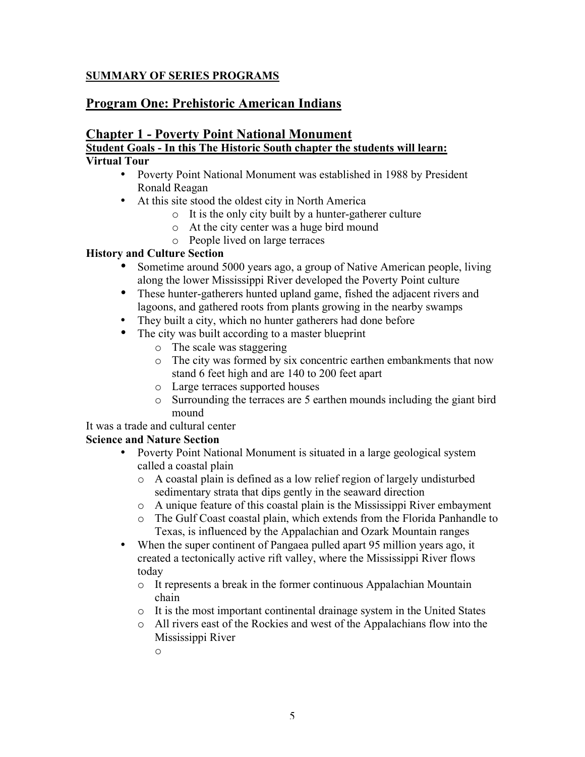**SUMMARY OF SERIES PROGRAMS**

## Program One: Prehistoric American Indians

### Chapter 1 - Poverty Point National Monument

**Student Goals - In this The Historic South chapter the students will learn:**

**Virtual Tour**

- Poverty Point National Monument was established in 1988 by President Ronald Reagan
- At this site stood the oldest city in North America
  - It is the only city built by a hunter-gatherer culture
  - At the city center was a huge bird mound
  - People lived on large terraces

**History and Culture Section**

- Sometime around 5000 years ago, a group of Native American people, living along the lower Mississippi River developed the Poverty Point culture
- These hunter-gatherers hunted upland game, fished the adjacent rivers and lagoons, and gathered roots from plants growing in the nearby swamps
- They built a city, which no hunter gatherers had done before
- The city was built according to a master blueprint
  - The scale was staggering
  - The city was formed by six concentric earthen embankments that now stand 6 feet high and are 140 to 200 feet apart
  - Large terraces supported houses
  - Surrounding the terraces are 5 earthen mounds including the giant bird mound

It was a trade and cultural center

**Science and Nature Section**

- Poverty Point National Monument is situated in a large geological system called a coastal plain
  - A coastal plain is defined as a low relief region of largely undisturbed sedimentary strata that dips gently in the seaward direction
  - A unique feature of this coastal plain is the Mississippi River embayment
  - The Gulf Coast coastal plain, which extends from the Florida Panhandle to Texas, is influenced by the Appalachian and Ozark Mountain ranges
- When the super continent of Pangaea pulled apart 95 million years ago, it created a tectonically active rift valley, where the Mississippi River flows today
  - It represents a break in the former continuous Appalachian Mountain chain
  - It is the most important continental drainage system in the United States
  - All rivers east of the Rockies and west of the Appalachians flow into the Mississippi River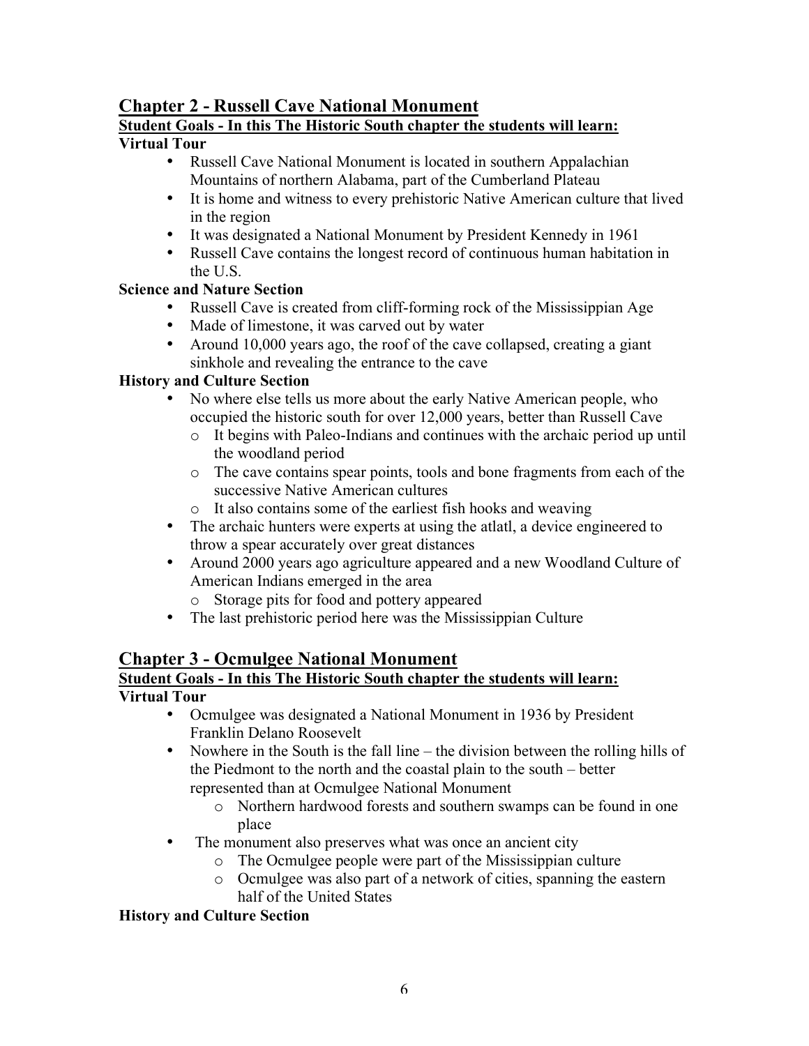## Chapter 2 - Russell Cave National Monument

**Student Goals - In this The Historic South chapter the students will learn:**

**Virtual Tour**

- Russell Cave National Monument is located in southern Appalachian Mountains of northern Alabama, part of the Cumberland Plateau
- It is home and witness to every prehistoric Native American culture that lived in the region
- It was designated a National Monument by President Kennedy in 1961
- Russell Cave contains the longest record of continuous human habitation in the U.S.

**Science and Nature Section**

- Russell Cave is created from cliff-forming rock of the Mississippian Age
- Made of limestone, it was carved out by water
- Around 10,000 years ago, the roof of the cave collapsed, creating a giant sinkhole and revealing the entrance to the cave

**History and Culture Section**

- No where else tells us more about the early Native American people, who occupied the historic south for over 12,000 years, better than Russell Cave
  - It begins with Paleo-Indians and continues with the archaic period up until the woodland period
  - The cave contains spear points, tools and bone fragments from each of the successive Native American cultures
  - It also contains some of the earliest fish hooks and weaving
- The archaic hunters were experts at using the atlatl, a device engineered to throw a spear accurately over great distances
- Around 2000 years ago agriculture appeared and a new Woodland Culture of American Indians emerged in the area
  - Storage pits for food and pottery appeared
- The last prehistoric period here was the Mississippian Culture

## Chapter 3 - Ocmulgee National Monument

**Student Goals - In this The Historic South chapter the students will learn:**

**Virtual Tour**

- Ocmulgee was designated a National Monument in 1936 by President Franklin Delano Roosevelt
- Nowhere in the South is the fall line – the division between the rolling hills of the Piedmont to the north and the coastal plain to the south – better represented than at Ocmulgee National Monument
  - Northern hardwood forests and southern swamps can be found in one place
- The monument also preserves what was once an ancient city
  - The Ocmulgee people were part of the Mississippian culture
  - Ocmulgee was also part of a network of cities, spanning the eastern half of the United States

**History and Culture Section**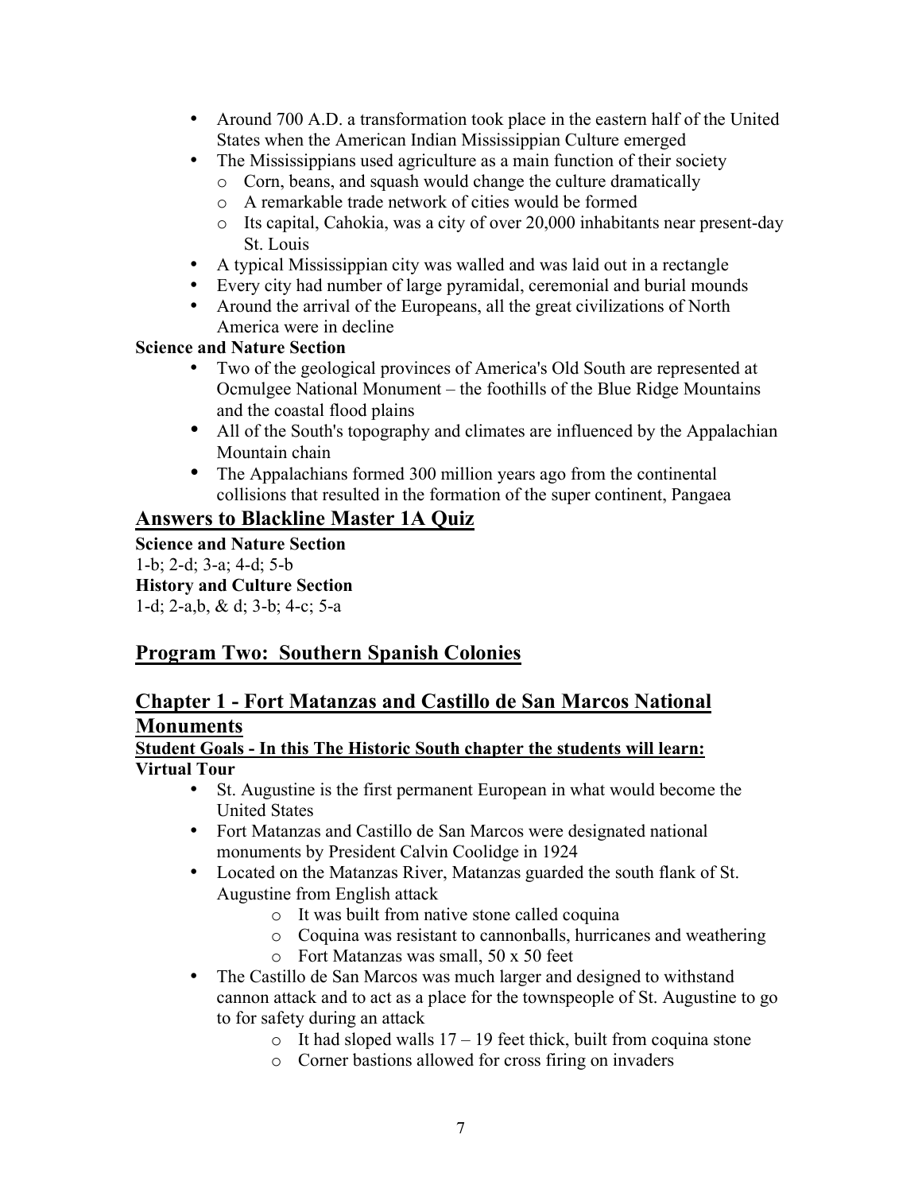- Around 700 A.D. a transformation took place in the eastern half of the United States when the American Indian Mississippian Culture emerged
- The Mississippians used agriculture as a main function of their society
  - Corn, beans, and squash would change the culture dramatically
  - A remarkable trade network of cities would be formed
  - Its capital, Cahokia, was a city of over 20,000 inhabitants near present-day St. Louis
- A typical Mississippian city was walled and was laid out in a rectangle
- Every city had number of large pyramidal, ceremonial and burial mounds
- Around the arrival of the Europeans, all the great civilizations of North America were in decline

**Science and Nature Section**

- Two of the geological provinces of America's Old South are represented at Ocmulgee National Monument – the foothills of the Blue Ridge Mountains and the coastal flood plains
- All of the South's topography and climates are influenced by the Appalachian Mountain chain
- The Appalachians formed 300 million years ago from the continental collisions that resulted in the formation of the super continent, Pangaea

## Answers to Blackline Master 1A Quiz

**Science and Nature Section**

1-b; 2-d; 3-a; 4-d; 5-b

**History and Culture Section**

1-d; 2-a,b, & d; 3-b; 4-c; 5-a

## Program Two: Southern Spanish Colonies

## Chapter 1 - Fort Matanzas and Castillo de San Marcos National Monuments

**Student Goals - In this The Historic South chapter the students will learn:**

**Virtual Tour**

- St. Augustine is the first permanent European in what would become the United States
- Fort Matanzas and Castillo de San Marcos were designated national monuments by President Calvin Coolidge in 1924
- Located on the Matanzas River, Matanzas guarded the south flank of St. Augustine from English attack
  - It was built from native stone called coquina
  - Coquina was resistant to cannonballs, hurricanes and weathering
  - Fort Matanzas was small, 50 x 50 feet
- The Castillo de San Marcos was much larger and designed to withstand cannon attack and to act as a place for the townspeople of St. Augustine to go to for safety during an attack
  - It had sloped walls 17 – 19 feet thick, built from coquina stone
  - Corner bastions allowed for cross firing on invaders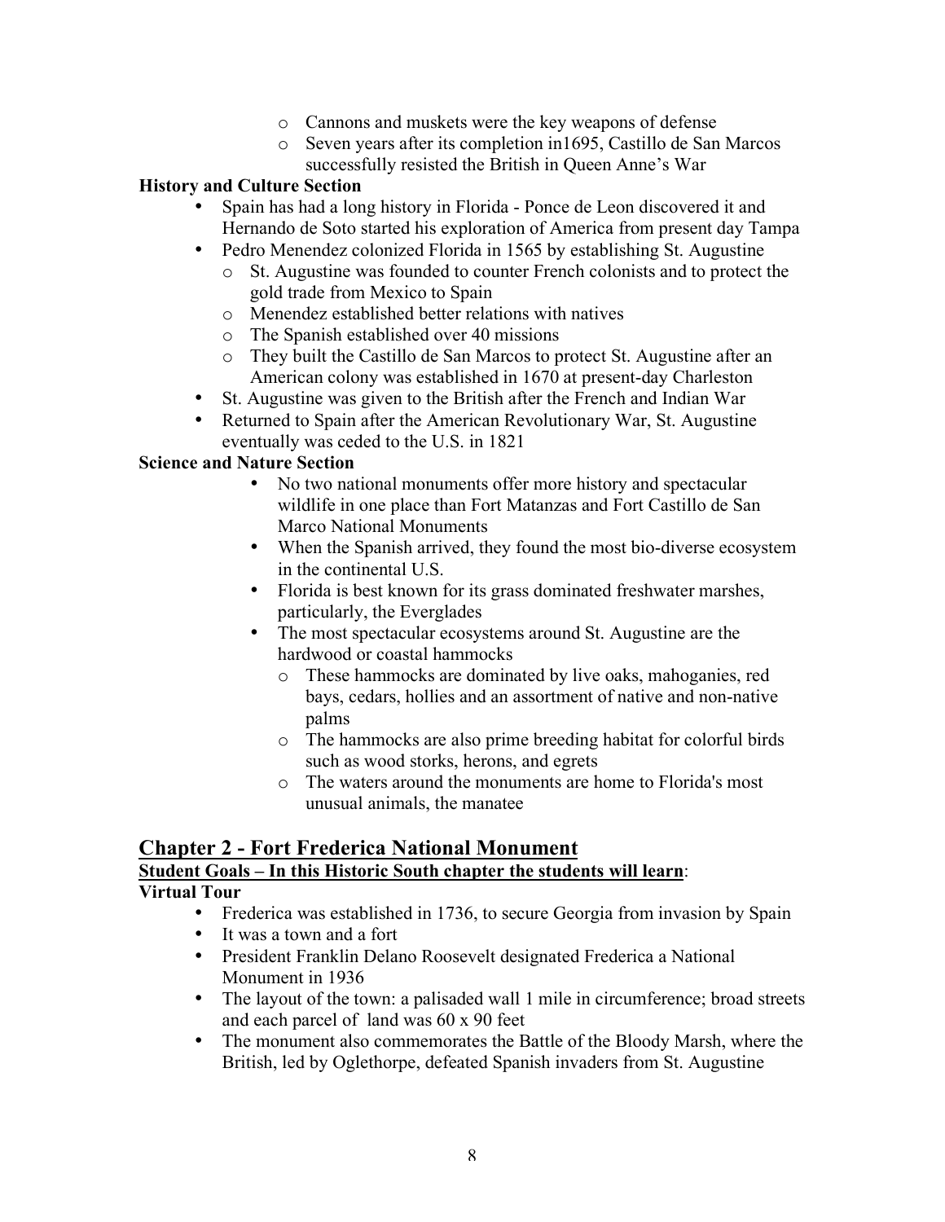- Cannons and muskets were the key weapons of defense
  - Seven years after its completion in1695, Castillo de San Marcos successfully resisted the British in Queen Anne's War

**History and Culture Section**

- Spain has had a long history in Florida - Ponce de Leon discovered it and Hernando de Soto started his exploration of America from present day Tampa
- Pedro Menendez colonized Florida in 1565 by establishing St. Augustine
  - St. Augustine was founded to counter French colonists and to protect the gold trade from Mexico to Spain
  - Menendez established better relations with natives
  - The Spanish established over 40 missions
  - They built the Castillo de San Marcos to protect St. Augustine after an American colony was established in 1670 at present-day Charleston
- St. Augustine was given to the British after the French and Indian War
- Returned to Spain after the American Revolutionary War, St. Augustine eventually was ceded to the U.S. in 1821

**Science and Nature Section**

- No two national monuments offer more history and spectacular wildlife in one place than Fort Matanzas and Fort Castillo de San Marco National Monuments
- When the Spanish arrived, they found the most bio-diverse ecosystem in the continental U.S.
- Florida is best known for its grass dominated freshwater marshes, particularly, the Everglades
- The most spectacular ecosystems around St. Augustine are the hardwood or coastal hammocks
  - These hammocks are dominated by live oaks, mahoganies, red bays, cedars, hollies and an assortment of native and non-native palms
  - The hammocks are also prime breeding habitat for colorful birds such as wood storks, herons, and egrets
  - The waters around the monuments are home to Florida's most unusual animals, the manatee

## Chapter 2 - Fort Frederica National Monument

**Student Goals – In this Historic South chapter the students will learn**:

**Virtual Tour**

- Frederica was established in 1736, to secure Georgia from invasion by Spain
- It was a town and a fort
- President Franklin Delano Roosevelt designated Frederica a National Monument in 1936
- The layout of the town: a palisaded wall 1 mile in circumference; broad streets and each parcel of land was 60 x 90 feet
- The monument also commemorates the Battle of the Bloody Marsh, where the British, led by Oglethorpe, defeated Spanish invaders from St. Augustine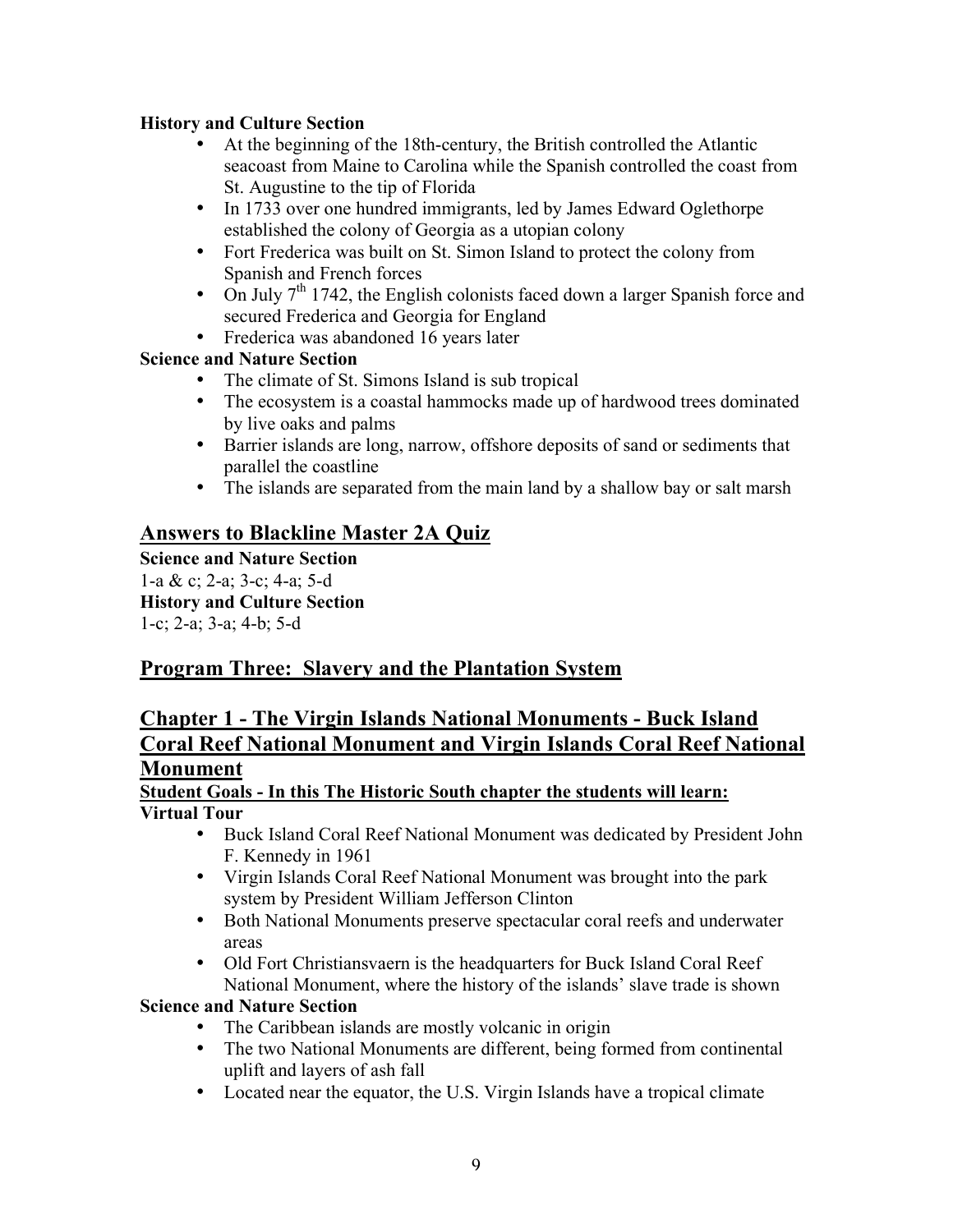**History and Culture Section**

- At the beginning of the 18th-century, the British controlled the Atlantic seacoast from Maine to Carolina while the Spanish controlled the coast from St. Augustine to the tip of Florida
- In 1733 over one hundred immigrants, led by James Edward Oglethorpe established the colony of Georgia as a utopian colony
- Fort Frederica was built on St. Simon Island to protect the colony from Spanish and French forces
- On July 7th 1742, the English colonists faced down a larger Spanish force and secured Frederica and Georgia for England
- Frederica was abandoned 16 years later

**Science and Nature Section**

- The climate of St. Simons Island is sub tropical
- The ecosystem is a coastal hammocks made up of hardwood trees dominated by live oaks and palms
- Barrier islands are long, narrow, offshore deposits of sand or sediments that parallel the coastline
- The islands are separated from the main land by a shallow bay or salt marsh

## Answers to Blackline Master 2A Quiz

**Science and Nature Section**
1-a & c; 2-a; 3-c; 4-a; 5-d
**History and Culture Section**
1-c; 2-a; 3-a; 4-b; 5-d

## Program Three: Slavery and the Plantation System

## Chapter 1 - The Virgin Islands National Monuments - Buck Island Coral Reef National Monument and Virgin Islands Coral Reef National Monument

**Student Goals - In this The Historic South chapter the students will learn:**
**Virtual Tour**

- Buck Island Coral Reef National Monument was dedicated by President John F. Kennedy in 1961
- Virgin Islands Coral Reef National Monument was brought into the park system by President William Jefferson Clinton
- Both National Monuments preserve spectacular coral reefs and underwater areas
- Old Fort Christiansvaern is the headquarters for Buck Island Coral Reef National Monument, where the history of the islands' slave trade is shown

**Science and Nature Section**

- The Caribbean islands are mostly volcanic in origin
- The two National Monuments are different, being formed from continental uplift and layers of ash fall
- Located near the equator, the U.S. Virgin Islands have a tropical climate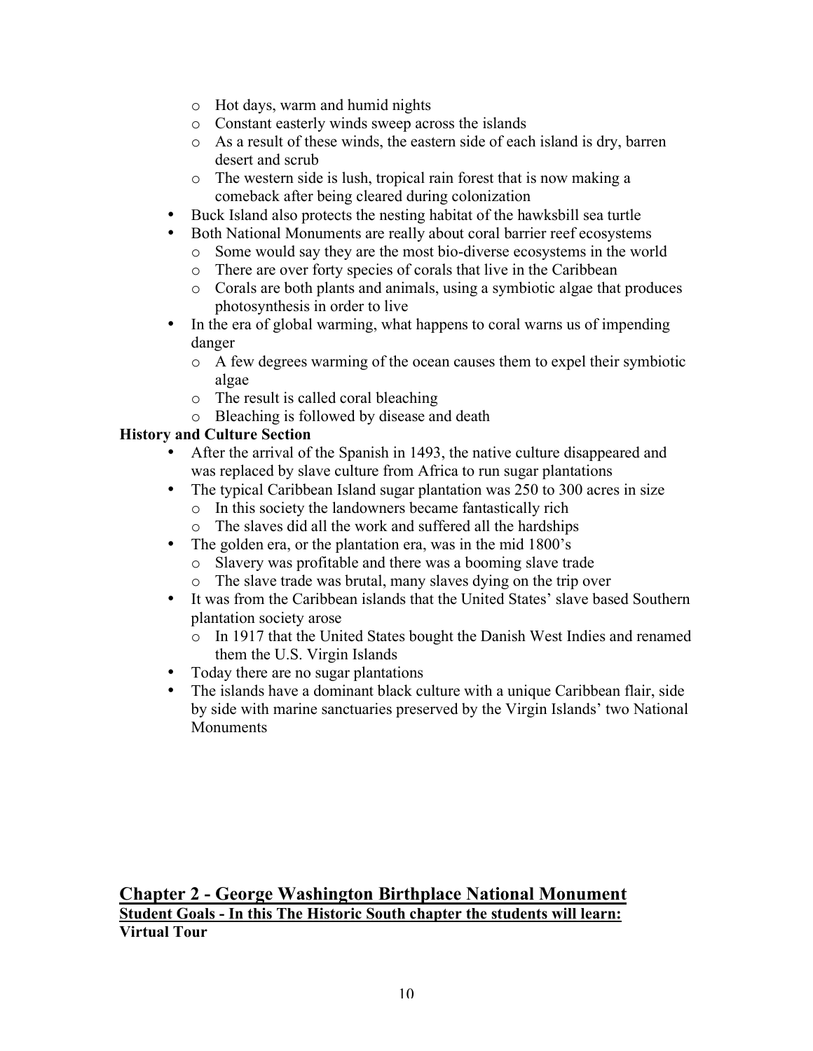- Hot days, warm and humid nights
  - Constant easterly winds sweep across the islands
  - As a result of these winds, the eastern side of each island is dry, barren desert and scrub
  - The western side is lush, tropical rain forest that is now making a comeback after being cleared during colonization
- Buck Island also protects the nesting habitat of the hawksbill sea turtle
- Both National Monuments are really about coral barrier reef ecosystems
  - Some would say they are the most bio-diverse ecosystems in the world
  - There are over forty species of corals that live in the Caribbean
  - Corals are both plants and animals, using a symbiotic algae that produces photosynthesis in order to live
- In the era of global warming, what happens to coral warns us of impending danger
  - A few degrees warming of the ocean causes them to expel their symbiotic algae
  - The result is called coral bleaching
  - Bleaching is followed by disease and death

**History and Culture Section**

- After the arrival of the Spanish in 1493, the native culture disappeared and was replaced by slave culture from Africa to run sugar plantations
- The typical Caribbean Island sugar plantation was 250 to 300 acres in size
  - In this society the landowners became fantastically rich
  - The slaves did all the work and suffered all the hardships
- The golden era, or the plantation era, was in the mid 1800's
  - Slavery was profitable and there was a booming slave trade
  - The slave trade was brutal, many slaves dying on the trip over
- It was from the Caribbean islands that the United States' slave based Southern plantation society arose
  - In 1917 that the United States bought the Danish West Indies and renamed them the U.S. Virgin Islands
- Today there are no sugar plantations
- The islands have a dominant black culture with a unique Caribbean flair, side by side with marine sanctuaries preserved by the Virgin Islands' two National Monuments

## Chapter 2 - George Washington Birthplace National Monument

**Student Goals - In this The Historic South chapter the students will learn:**

**Virtual Tour**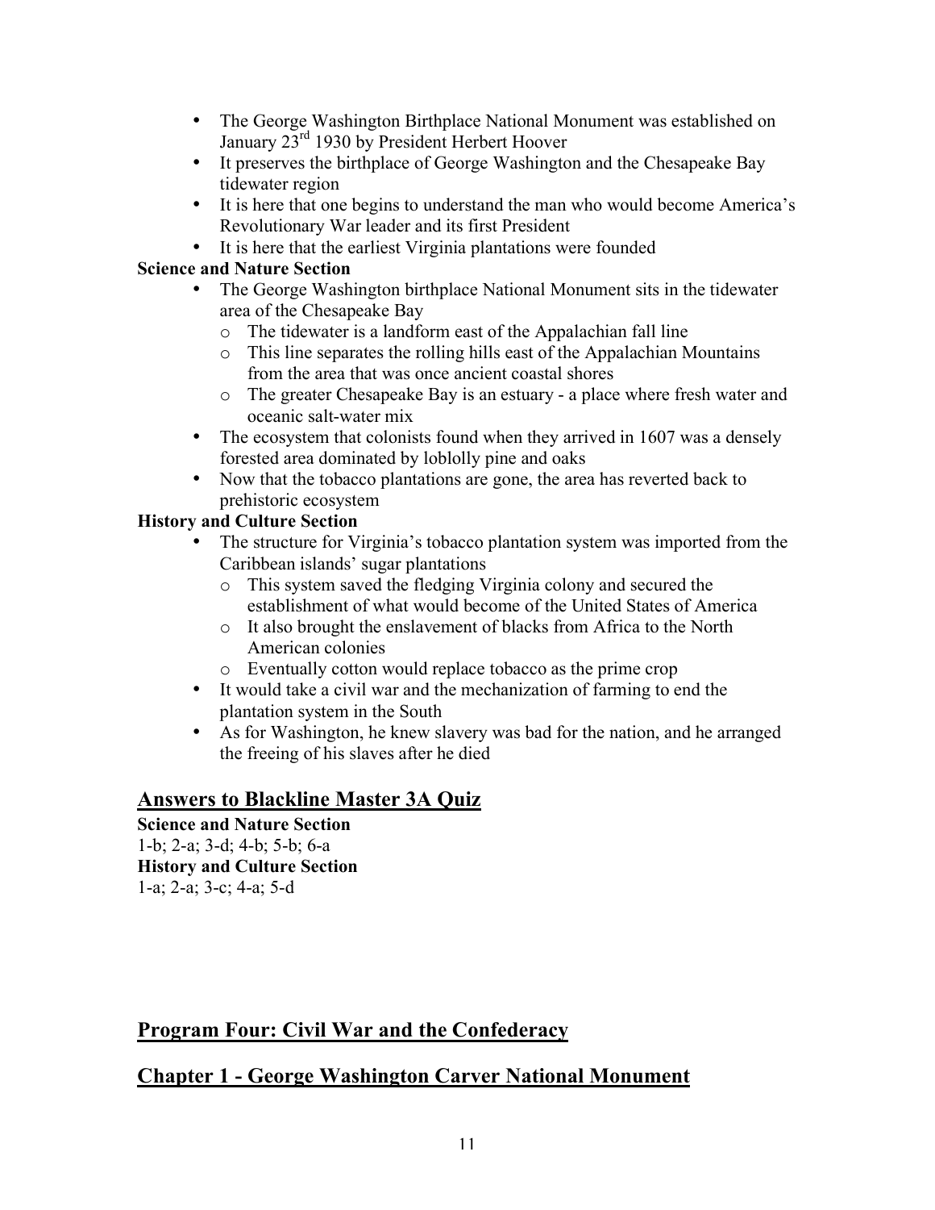- The George Washington Birthplace National Monument was established on January 23rd 1930 by President Herbert Hoover
- It preserves the birthplace of George Washington and the Chesapeake Bay tidewater region
- It is here that one begins to understand the man who would become America's Revolutionary War leader and its first President
- It is here that the earliest Virginia plantations were founded

**Science and Nature Section**

- The George Washington birthplace National Monument sits in the tidewater area of the Chesapeake Bay
  - The tidewater is a landform east of the Appalachian fall line
  - This line separates the rolling hills east of the Appalachian Mountains from the area that was once ancient coastal shores
  - The greater Chesapeake Bay is an estuary - a place where fresh water and oceanic salt-water mix
- The ecosystem that colonists found when they arrived in 1607 was a densely forested area dominated by loblolly pine and oaks
- Now that the tobacco plantations are gone, the area has reverted back to prehistoric ecosystem

**History and Culture Section**

- The structure for Virginia's tobacco plantation system was imported from the Caribbean islands' sugar plantations
  - This system saved the fledging Virginia colony and secured the establishment of what would become of the United States of America
  - It also brought the enslavement of blacks from Africa to the North American colonies
  - Eventually cotton would replace tobacco as the prime crop
- It would take a civil war and the mechanization of farming to end the plantation system in the South
- As for Washington, he knew slavery was bad for the nation, and he arranged the freeing of his slaves after he died

## Answers to Blackline Master 3A Quiz

**Science and Nature Section**

1-b; 2-a; 3-d; 4-b; 5-b; 6-a

**History and Culture Section**

1-a; 2-a; 3-c; 4-a; 5-d

## Program Four: Civil War and the Confederacy

## Chapter 1 - George Washington Carver National Monument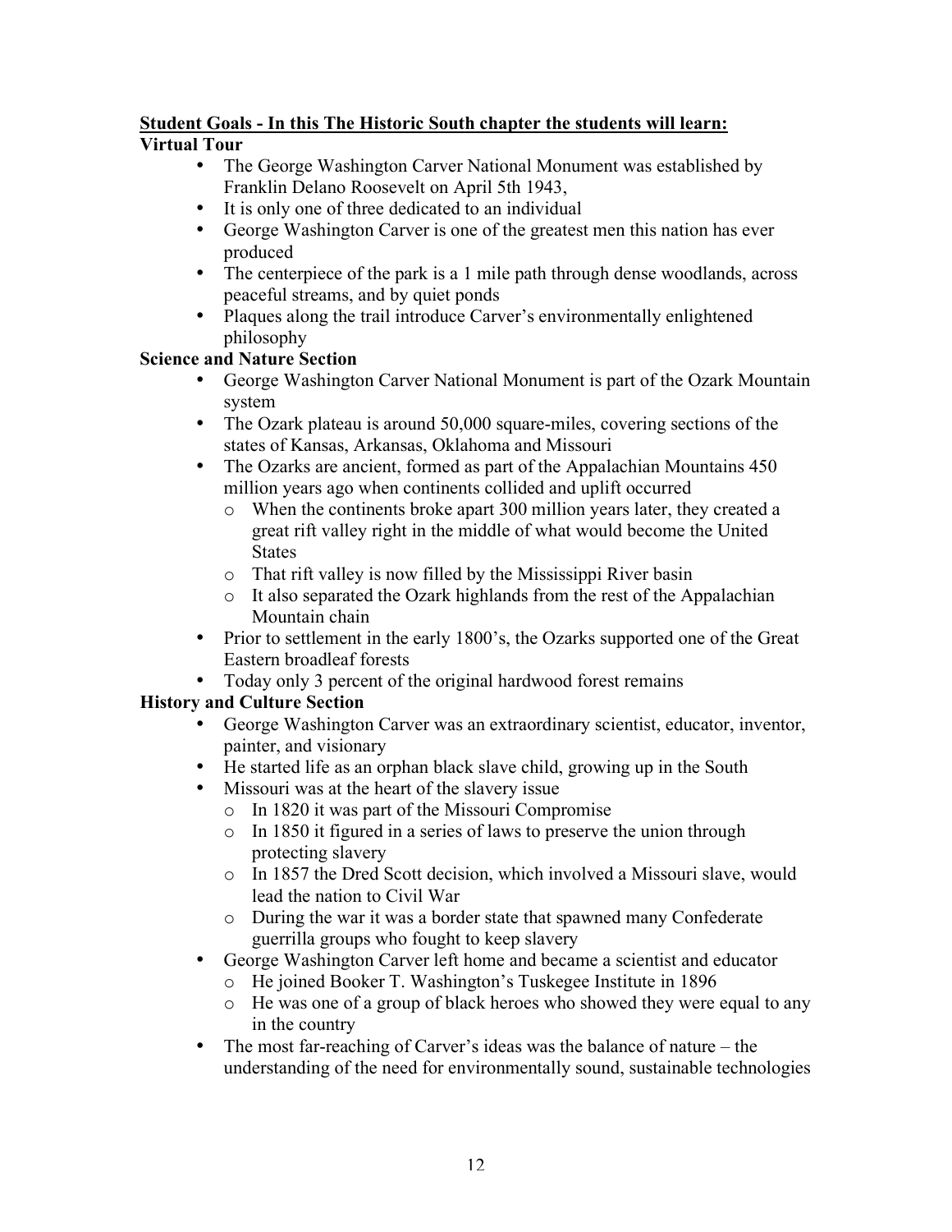**Student Goals - In this The Historic South chapter the students will learn:**

**Virtual Tour**

- The George Washington Carver National Monument was established by Franklin Delano Roosevelt on April 5th 1943,
- It is only one of three dedicated to an individual
- George Washington Carver is one of the greatest men this nation has ever produced
- The centerpiece of the park is a 1 mile path through dense woodlands, across peaceful streams, and by quiet ponds
- Plaques along the trail introduce Carver's environmentally enlightened philosophy

**Science and Nature Section**

- George Washington Carver National Monument is part of the Ozark Mountain system
- The Ozark plateau is around 50,000 square-miles, covering sections of the states of Kansas, Arkansas, Oklahoma and Missouri
- The Ozarks are ancient, formed as part of the Appalachian Mountains 450 million years ago when continents collided and uplift occurred
  - When the continents broke apart 300 million years later, they created a great rift valley right in the middle of what would become the United States
  - That rift valley is now filled by the Mississippi River basin
  - It also separated the Ozark highlands from the rest of the Appalachian Mountain chain
- Prior to settlement in the early 1800's, the Ozarks supported one of the Great Eastern broadleaf forests
- Today only 3 percent of the original hardwood forest remains

**History and Culture Section**

- George Washington Carver was an extraordinary scientist, educator, inventor, painter, and visionary
- He started life as an orphan black slave child, growing up in the South
- Missouri was at the heart of the slavery issue
  - In 1820 it was part of the Missouri Compromise
  - In 1850 it figured in a series of laws to preserve the union through protecting slavery
  - In 1857 the Dred Scott decision, which involved a Missouri slave, would lead the nation to Civil War
  - During the war it was a border state that spawned many Confederate guerrilla groups who fought to keep slavery
- George Washington Carver left home and became a scientist and educator
  - He joined Booker T. Washington's Tuskegee Institute in 1896
  - He was one of a group of black heroes who showed they were equal to any in the country
- The most far-reaching of Carver's ideas was the balance of nature – the understanding of the need for environmentally sound, sustainable technologies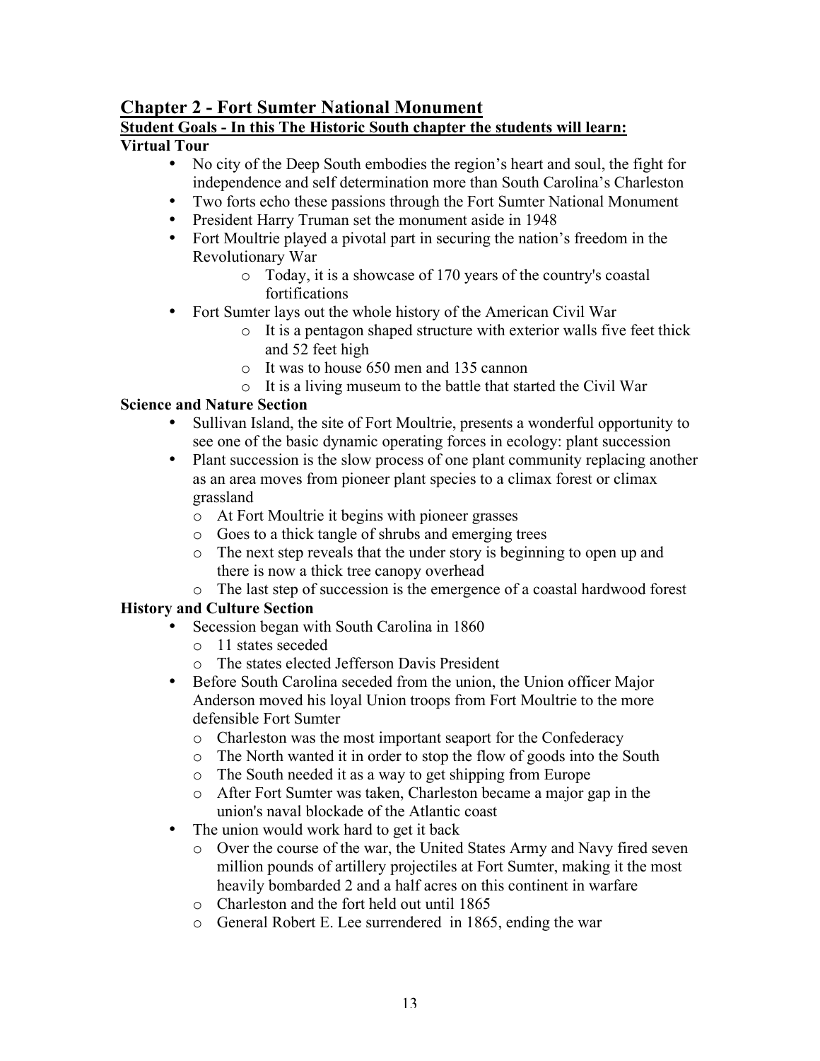## Chapter 2 - Fort Sumter National Monument

**Student Goals - In this The Historic South chapter the students will learn:**

**Virtual Tour**

- No city of the Deep South embodies the region's heart and soul, the fight for independence and self determination more than South Carolina's Charleston
- Two forts echo these passions through the Fort Sumter National Monument
- President Harry Truman set the monument aside in 1948
- Fort Moultrie played a pivotal part in securing the nation's freedom in the Revolutionary War
  - Today, it is a showcase of 170 years of the country's coastal fortifications
- Fort Sumter lays out the whole history of the American Civil War
  - It is a pentagon shaped structure with exterior walls five feet thick and 52 feet high
  - It was to house 650 men and 135 cannon
  - It is a living museum to the battle that started the Civil War

**Science and Nature Section**

- Sullivan Island, the site of Fort Moultrie, presents a wonderful opportunity to see one of the basic dynamic operating forces in ecology: plant succession
- Plant succession is the slow process of one plant community replacing another as an area moves from pioneer plant species to a climax forest or climax grassland
  - At Fort Moultrie it begins with pioneer grasses
  - Goes to a thick tangle of shrubs and emerging trees
  - The next step reveals that the under story is beginning to open up and there is now a thick tree canopy overhead
  - The last step of succession is the emergence of a coastal hardwood forest

**History and Culture Section**

- Secession began with South Carolina in 1860
  - 11 states seceded
  - The states elected Jefferson Davis President
- Before South Carolina seceded from the union, the Union officer Major Anderson moved his loyal Union troops from Fort Moultrie to the more defensible Fort Sumter
  - Charleston was the most important seaport for the Confederacy
  - The North wanted it in order to stop the flow of goods into the South
  - The South needed it as a way to get shipping from Europe
  - After Fort Sumter was taken, Charleston became a major gap in the union's naval blockade of the Atlantic coast
- The union would work hard to get it back
  - Over the course of the war, the United States Army and Navy fired seven million pounds of artillery projectiles at Fort Sumter, making it the most heavily bombarded 2 and a half acres on this continent in warfare
  - Charleston and the fort held out until 1865
  - General Robert E. Lee surrendered in 1865, ending the war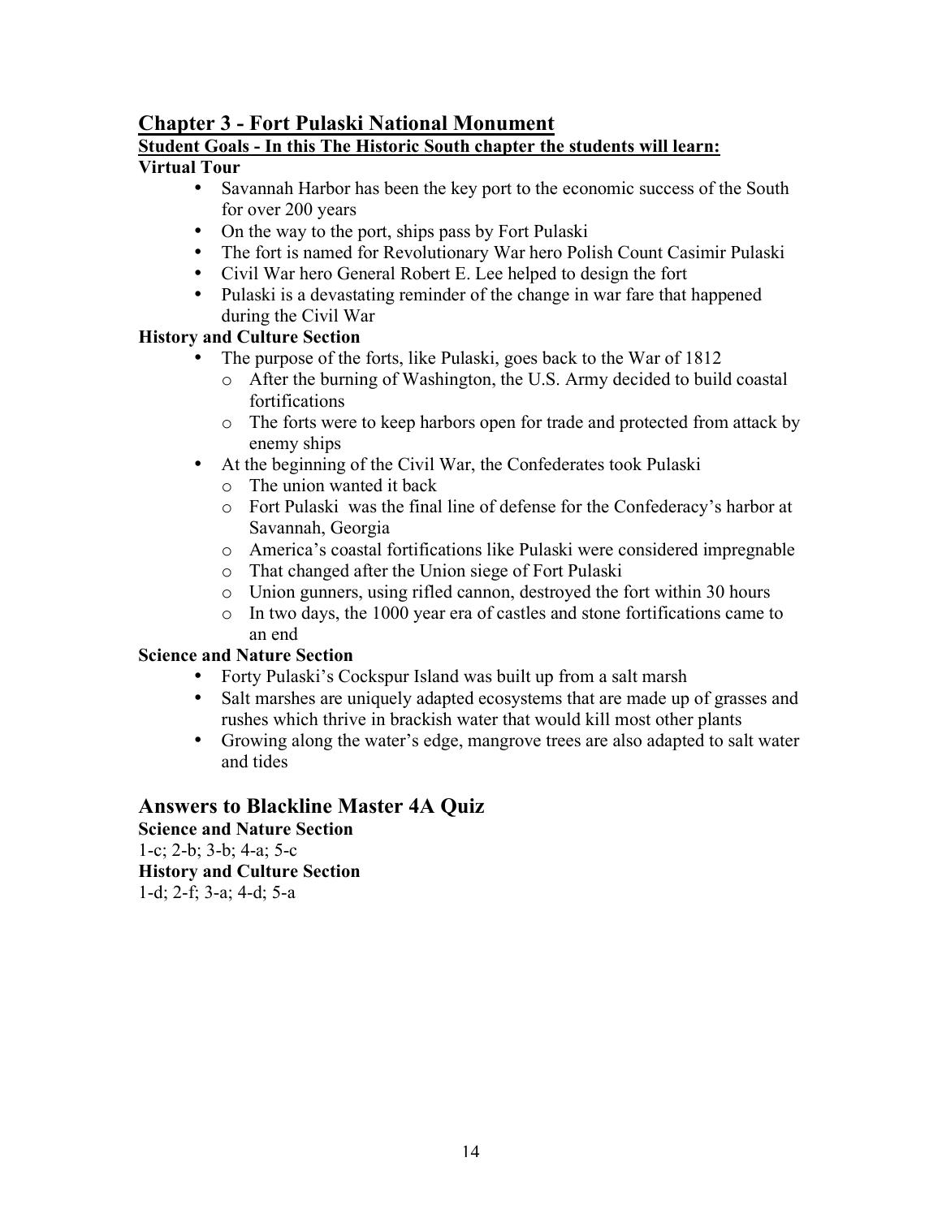## Chapter 3 - Fort Pulaski National Monument

**Student Goals - In this The Historic South chapter the students will learn:**

**Virtual Tour**

- Savannah Harbor has been the key port to the economic success of the South for over 200 years
- On the way to the port, ships pass by Fort Pulaski
- The fort is named for Revolutionary War hero Polish Count Casimir Pulaski
- Civil War hero General Robert E. Lee helped to design the fort
- Pulaski is a devastating reminder of the change in war fare that happened during the Civil War

**History and Culture Section**

- The purpose of the forts, like Pulaski, goes back to the War of 1812
  - After the burning of Washington, the U.S. Army decided to build coastal fortifications
  - The forts were to keep harbors open for trade and protected from attack by enemy ships
- At the beginning of the Civil War, the Confederates took Pulaski
  - The union wanted it back
  - Fort Pulaski was the final line of defense for the Confederacy's harbor at Savannah, Georgia
  - America's coastal fortifications like Pulaski were considered impregnable
  - That changed after the Union siege of Fort Pulaski
  - Union gunners, using rifled cannon, destroyed the fort within 30 hours
  - In two days, the 1000 year era of castles and stone fortifications came to an end

**Science and Nature Section**

- Forty Pulaski's Cockspur Island was built up from a salt marsh
- Salt marshes are uniquely adapted ecosystems that are made up of grasses and rushes which thrive in brackish water that would kill most other plants
- Growing along the water's edge, mangrove trees are also adapted to salt water and tides

## Answers to Blackline Master 4A Quiz

**Science and Nature Section**

1-c; 2-b; 3-b; 4-a; 5-c

**History and Culture Section**

1-d; 2-f; 3-a; 4-d; 5-a